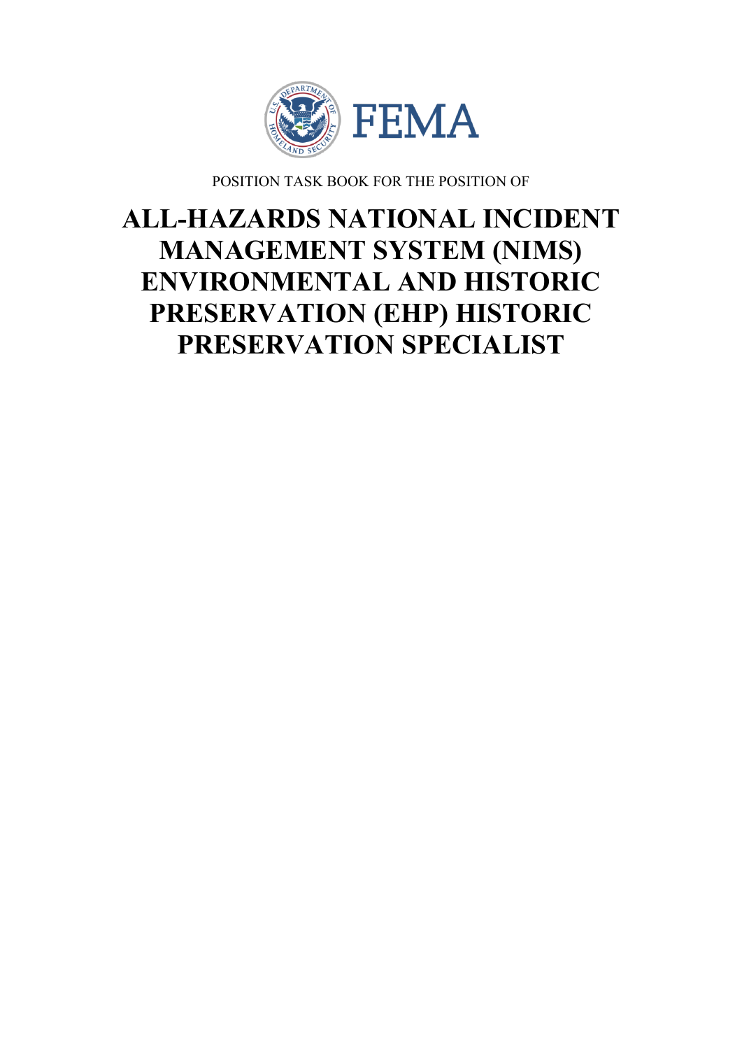FEMA

POSITION TASK BOOK FOR THE POSITION OF

# ALL-HAZARDS NATIONAL INCIDENT MANAGEMENT SYSTEM (NIMS) ENVIRONMENTAL AND HISTORIC PRESERVATION (EHP) HISTORIC PRESERVATION SPECIALIST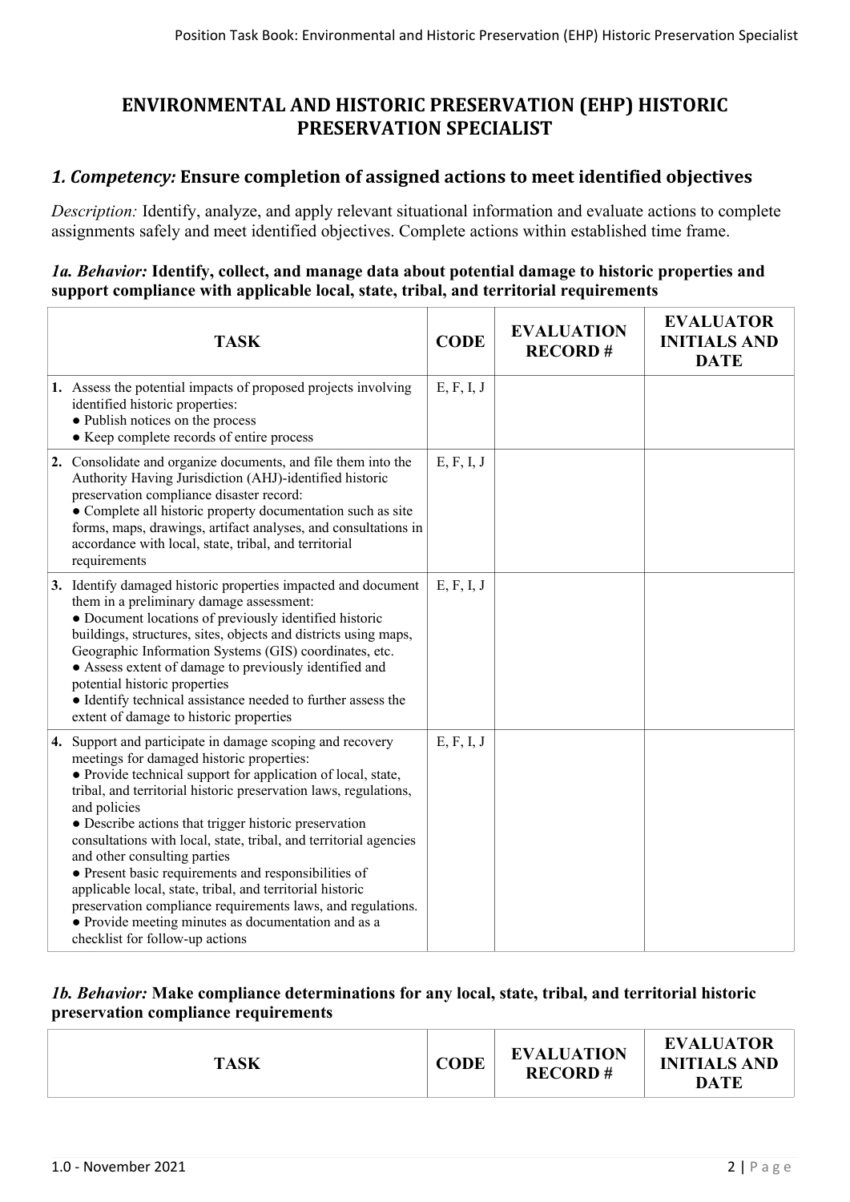# ENVIRONMENTAL AND HISTORIC PRESERVATION (EHP) HISTORIC PRESERVATION SPECIALIST

## *1. Competency:* Ensure completion of assigned actions to meet identified objectives

*Description:* Identify, analyze, and apply relevant situational information and evaluate actions to complete assignments safely and meet identified objectives. Complete actions within established time frame.

### *1a. Behavior:* Identify, collect, and manage data about potential damage to historic properties and support compliance with applicable local, state, tribal, and territorial requirements

| TASK | CODE | EVALUATION RECORD # | EVALUATOR INITIALS AND DATE |
|---|---|---|---|
| **1.** Assess the potential impacts of proposed projects involving identified historic properties:<br>● Publish notices on the process<br>● Keep complete records of entire process | E, F, I, J | | |
| **2.** Consolidate and organize documents, and file them into the Authority Having Jurisdiction (AHJ)-identified historic preservation compliance disaster record:<br>● Complete all historic property documentation such as site forms, maps, drawings, artifact analyses, and consultations in accordance with local, state, tribal, and territorial requirements | E, F, I, J | | |
| **3.** Identify damaged historic properties impacted and document them in a preliminary damage assessment:<br>● Document locations of previously identified historic buildings, structures, sites, objects and districts using maps, Geographic Information Systems (GIS) coordinates, etc.<br>● Assess extent of damage to previously identified and potential historic properties<br>● Identify technical assistance needed to further assess the extent of damage to historic properties | E, F, I, J | | |
| **4.** Support and participate in damage scoping and recovery meetings for damaged historic properties:<br>● Provide technical support for application of local, state, tribal, and territorial historic preservation laws, regulations, and policies<br>● Describe actions that trigger historic preservation consultations with local, state, tribal, and territorial agencies and other consulting parties<br>● Present basic requirements and responsibilities of applicable local, state, tribal, and territorial historic preservation compliance requirements laws, and regulations.<br>● Provide meeting minutes as documentation and as a checklist for follow-up actions | E, F, I, J | | |

### *1b. Behavior:* Make compliance determinations for any local, state, tribal, and territorial historic preservation compliance requirements

| TASK | CODE | EVALUATION RECORD # | EVALUATOR INITIALS AND DATE |
|---|---|---|---|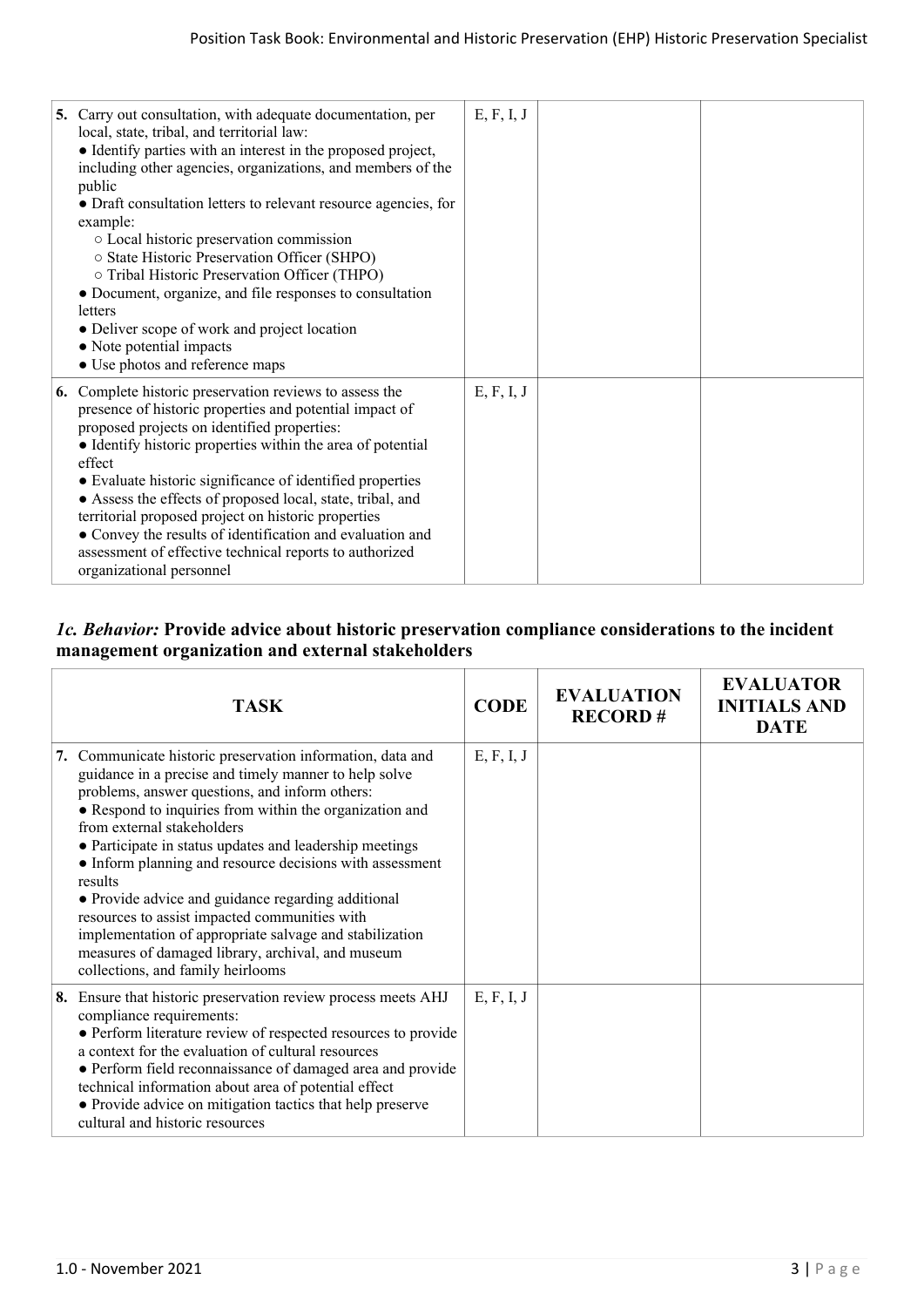| | | | |
|---|---|---|---|
| **5.** Carry out consultation, with adequate documentation, per local, state, tribal, and territorial law:<br>• Identify parties with an interest in the proposed project, including other agencies, organizations, and members of the public<br>• Draft consultation letters to relevant resource agencies, for example:<br>○ Local historic preservation commission<br>○ State Historic Preservation Officer (SHPO)<br>○ Tribal Historic Preservation Officer (THPO)<br>• Document, organize, and file responses to consultation letters<br>• Deliver scope of work and project location<br>• Note potential impacts<br>• Use photos and reference maps | E, F, I, J | | |
| **6.** Complete historic preservation reviews to assess the presence of historic properties and potential impact of proposed projects on identified properties:<br>• Identify historic properties within the area of potential effect<br>• Evaluate historic significance of identified properties<br>• Assess the effects of proposed local, state, tribal, and territorial proposed project on historic properties<br>• Convey the results of identification and evaluation and assessment of effective technical reports to authorized organizational personnel | E, F, I, J | | |

## *1c. Behavior:* Provide advice about historic preservation compliance considerations to the incident management organization and external stakeholders

| TASK | CODE | EVALUATION RECORD # | EVALUATOR INITIALS AND DATE |
|---|---|---|---|
| **7.** Communicate historic preservation information, data and guidance in a precise and timely manner to help solve problems, answer questions, and inform others:<br>• Respond to inquiries from within the organization and from external stakeholders<br>• Participate in status updates and leadership meetings<br>• Inform planning and resource decisions with assessment results<br>• Provide advice and guidance regarding additional resources to assist impacted communities with implementation of appropriate salvage and stabilization measures of damaged library, archival, and museum collections, and family heirlooms | E, F, I, J | | |
| **8.** Ensure that historic preservation review process meets AHJ compliance requirements:<br>• Perform literature review of respected resources to provide a context for the evaluation of cultural resources<br>• Perform field reconnaissance of damaged area and provide technical information about area of potential effect<br>• Provide advice on mitigation tactics that help preserve cultural and historic resources | E, F, I, J | | |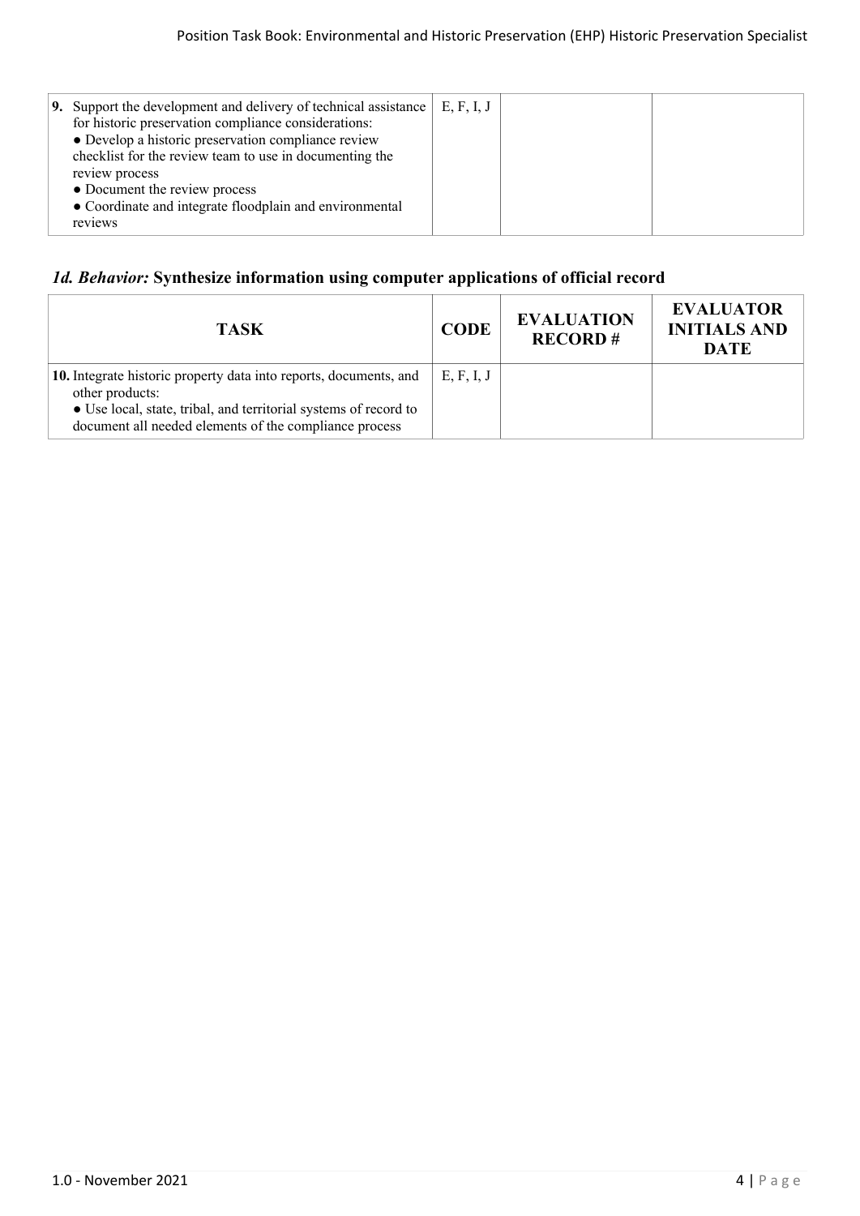| | | | |
|---|---|---|---|
| **9.** Support the development and delivery of technical assistance for historic preservation compliance considerations:<br>● Develop a historic preservation compliance review checklist for the review team to use in documenting the review process<br>● Document the review process<br>● Coordinate and integrate floodplain and environmental reviews | E, F, I, J | | |

## *1d. Behavior:* Synthesize information using computer applications of official record

| TASK | CODE | EVALUATION RECORD # | EVALUATOR INITIALS AND DATE |
|---|---|---|---|
| **10.** Integrate historic property data into reports, documents, and other products:<br>● Use local, state, tribal, and territorial systems of record to document all needed elements of the compliance process | E, F, I, J | | |